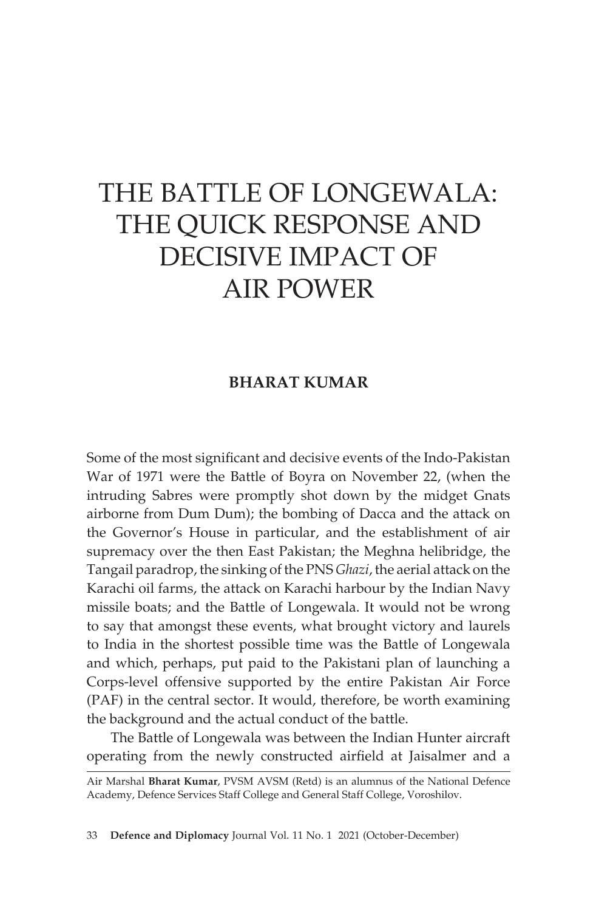# THE BATTLE OF LONGEWALA: THE QUICK RESPONSE AND DECISIVE IMPACT OF AIR POWER

**BHARAT KUMAR**

Some of the most significant and decisive events of the Indo-Pakistan War of 1971 were the Battle of Boyra on November 22, (when the intruding Sabres were promptly shot down by the midget Gnats airborne from Dum Dum); the bombing of Dacca and the attack on the Governor's House in particular, and the establishment of air supremacy over the then East Pakistan; the Meghna helibridge, the Tangail paradrop, the sinking of the PNS *Ghazi*, the aerial attack on the Karachi oil farms, the attack on Karachi harbour by the Indian Navy missile boats; and the Battle of Longewala. It would not be wrong to say that amongst these events, what brought victory and laurels to India in the shortest possible time was the Battle of Longewala and which, perhaps, put paid to the Pakistani plan of launching a Corps-level offensive supported by the entire Pakistan Air Force (PAF) in the central sector. It would, therefore, be worth examining the background and the actual conduct of the battle.

The Battle of Longewala was between the Indian Hunter aircraft operating from the newly constructed airfield at Jaisalmer and a

---

Air Marshal **Bharat Kumar**, PVSM AVSM (Retd) is an alumnus of the National Defence Academy, Defence Services Staff College and General Staff College, Voroshilov.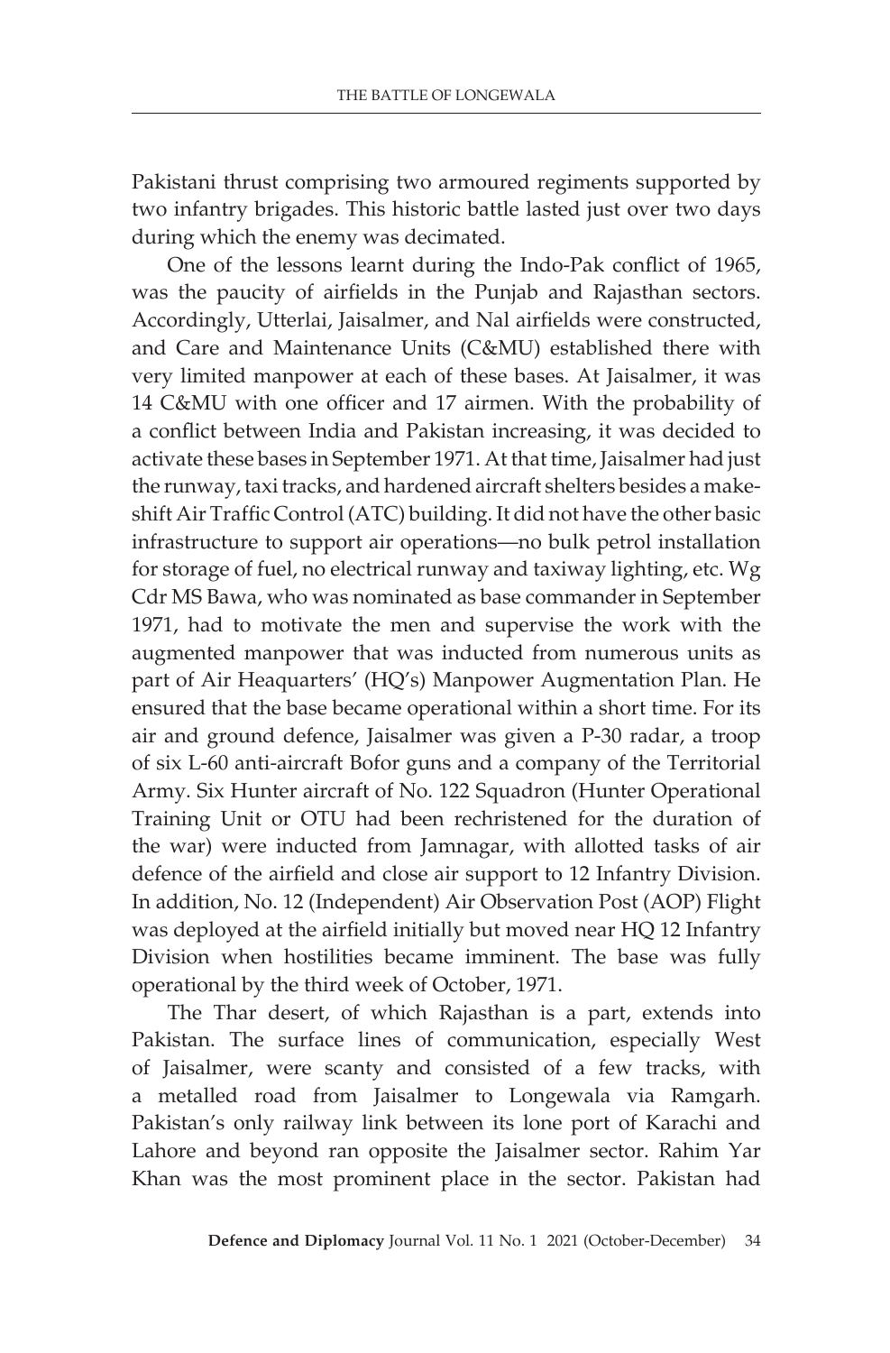Pakistani thrust comprising two armoured regiments supported by two infantry brigades. This historic battle lasted just over two days during which the enemy was decimated.

One of the lessons learnt during the Indo-Pak conflict of 1965, was the paucity of airfields in the Punjab and Rajasthan sectors. Accordingly, Utterlai, Jaisalmer, and Nal airfields were constructed, and Care and Maintenance Units (C&MU) established there with very limited manpower at each of these bases. At Jaisalmer, it was 14 C&MU with one officer and 17 airmen. With the probability of a conflict between India and Pakistan increasing, it was decided to activate these bases in September 1971. At that time, Jaisalmer had just the runway, taxi tracks, and hardened aircraft shelters besides a make-shift Air Traffic Control (ATC) building. It did not have the other basic infrastructure to support air operations—no bulk petrol installation for storage of fuel, no electrical runway and taxiway lighting, etc. Wg Cdr MS Bawa, who was nominated as base commander in September 1971, had to motivate the men and supervise the work with the augmented manpower that was inducted from numerous units as part of Air Heaquarters' (HQ's) Manpower Augmentation Plan. He ensured that the base became operational within a short time. For its air and ground defence, Jaisalmer was given a P-30 radar, a troop of six L-60 anti-aircraft Bofor guns and a company of the Territorial Army. Six Hunter aircraft of No. 122 Squadron (Hunter Operational Training Unit or OTU had been rechristened for the duration of the war) were inducted from Jamnagar, with allotted tasks of air defence of the airfield and close air support to 12 Infantry Division. In addition, No. 12 (Independent) Air Observation Post (AOP) Flight was deployed at the airfield initially but moved near HQ 12 Infantry Division when hostilities became imminent. The base was fully operational by the third week of October, 1971.

The Thar desert, of which Rajasthan is a part, extends into Pakistan. The surface lines of communication, especially West of Jaisalmer, were scanty and consisted of a few tracks, with a metalled road from Jaisalmer to Longewala via Ramgarh. Pakistan's only railway link between its lone port of Karachi and Lahore and beyond ran opposite the Jaisalmer sector. Rahim Yar Khan was the most prominent place in the sector. Pakistan had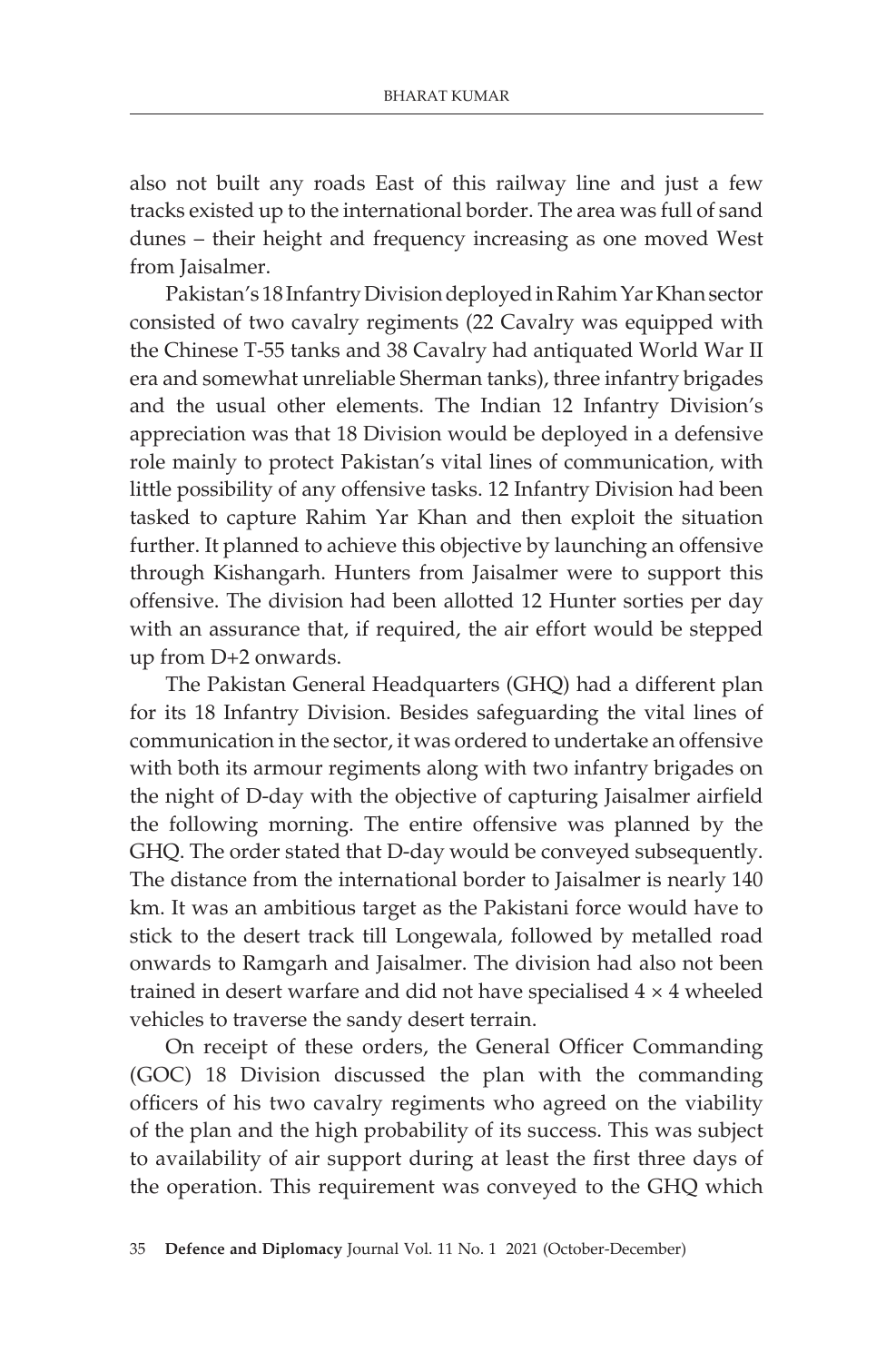also not built any roads East of this railway line and just a few tracks existed up to the international border. The area was full of sand dunes – their height and frequency increasing as one moved West from Jaisalmer.

Pakistan's 18 Infantry Division deployed in Rahim Yar Khan sector consisted of two cavalry regiments (22 Cavalry was equipped with the Chinese T-55 tanks and 38 Cavalry had antiquated World War II era and somewhat unreliable Sherman tanks), three infantry brigades and the usual other elements. The Indian 12 Infantry Division's appreciation was that 18 Division would be deployed in a defensive role mainly to protect Pakistan's vital lines of communication, with little possibility of any offensive tasks. 12 Infantry Division had been tasked to capture Rahim Yar Khan and then exploit the situation further. It planned to achieve this objective by launching an offensive through Kishangarh. Hunters from Jaisalmer were to support this offensive. The division had been allotted 12 Hunter sorties per day with an assurance that, if required, the air effort would be stepped up from D+2 onwards.

The Pakistan General Headquarters (GHQ) had a different plan for its 18 Infantry Division. Besides safeguarding the vital lines of communication in the sector, it was ordered to undertake an offensive with both its armour regiments along with two infantry brigades on the night of D-day with the objective of capturing Jaisalmer airfield the following morning. The entire offensive was planned by the GHQ. The order stated that D-day would be conveyed subsequently. The distance from the international border to Jaisalmer is nearly 140 km. It was an ambitious target as the Pakistani force would have to stick to the desert track till Longewala, followed by metalled road onwards to Ramgarh and Jaisalmer. The division had also not been trained in desert warfare and did not have specialised 4 × 4 wheeled vehicles to traverse the sandy desert terrain.

On receipt of these orders, the General Officer Commanding (GOC) 18 Division discussed the plan with the commanding officers of his two cavalry regiments who agreed on the viability of the plan and the high probability of its success. This was subject to availability of air support during at least the first three days of the operation. This requirement was conveyed to the GHQ which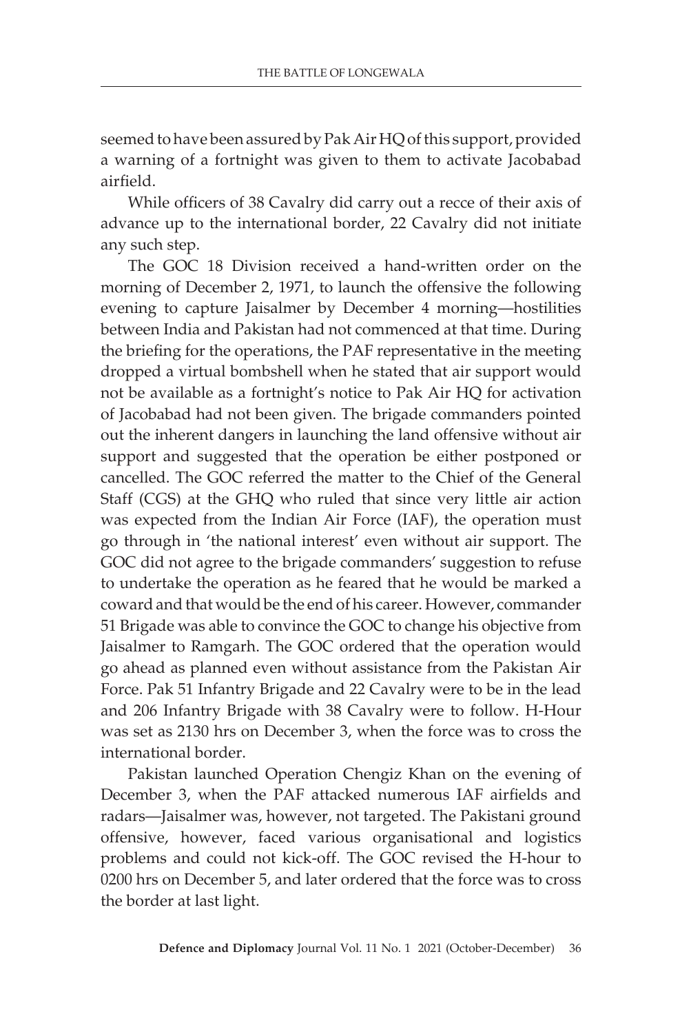seemed to have been assured by Pak Air HQ of this support, provided a warning of a fortnight was given to them to activate Jacobabad airfield.

While officers of 38 Cavalry did carry out a recce of their axis of advance up to the international border, 22 Cavalry did not initiate any such step.

The GOC 18 Division received a hand-written order on the morning of December 2, 1971, to launch the offensive the following evening to capture Jaisalmer by December 4 morning—hostilities between India and Pakistan had not commenced at that time. During the briefing for the operations, the PAF representative in the meeting dropped a virtual bombshell when he stated that air support would not be available as a fortnight's notice to Pak Air HQ for activation of Jacobabad had not been given. The brigade commanders pointed out the inherent dangers in launching the land offensive without air support and suggested that the operation be either postponed or cancelled. The GOC referred the matter to the Chief of the General Staff (CGS) at the GHQ who ruled that since very little air action was expected from the Indian Air Force (IAF), the operation must go through in 'the national interest' even without air support. The GOC did not agree to the brigade commanders' suggestion to refuse to undertake the operation as he feared that he would be marked a coward and that would be the end of his career. However, commander 51 Brigade was able to convince the GOC to change his objective from Jaisalmer to Ramgarh. The GOC ordered that the operation would go ahead as planned even without assistance from the Pakistan Air Force. Pak 51 Infantry Brigade and 22 Cavalry were to be in the lead and 206 Infantry Brigade with 38 Cavalry were to follow. H-Hour was set as 2130 hrs on December 3, when the force was to cross the international border.

Pakistan launched Operation Chengiz Khan on the evening of December 3, when the PAF attacked numerous IAF airfields and radars—Jaisalmer was, however, not targeted. The Pakistani ground offensive, however, faced various organisational and logistics problems and could not kick-off. The GOC revised the H-hour to 0200 hrs on December 5, and later ordered that the force was to cross the border at last light.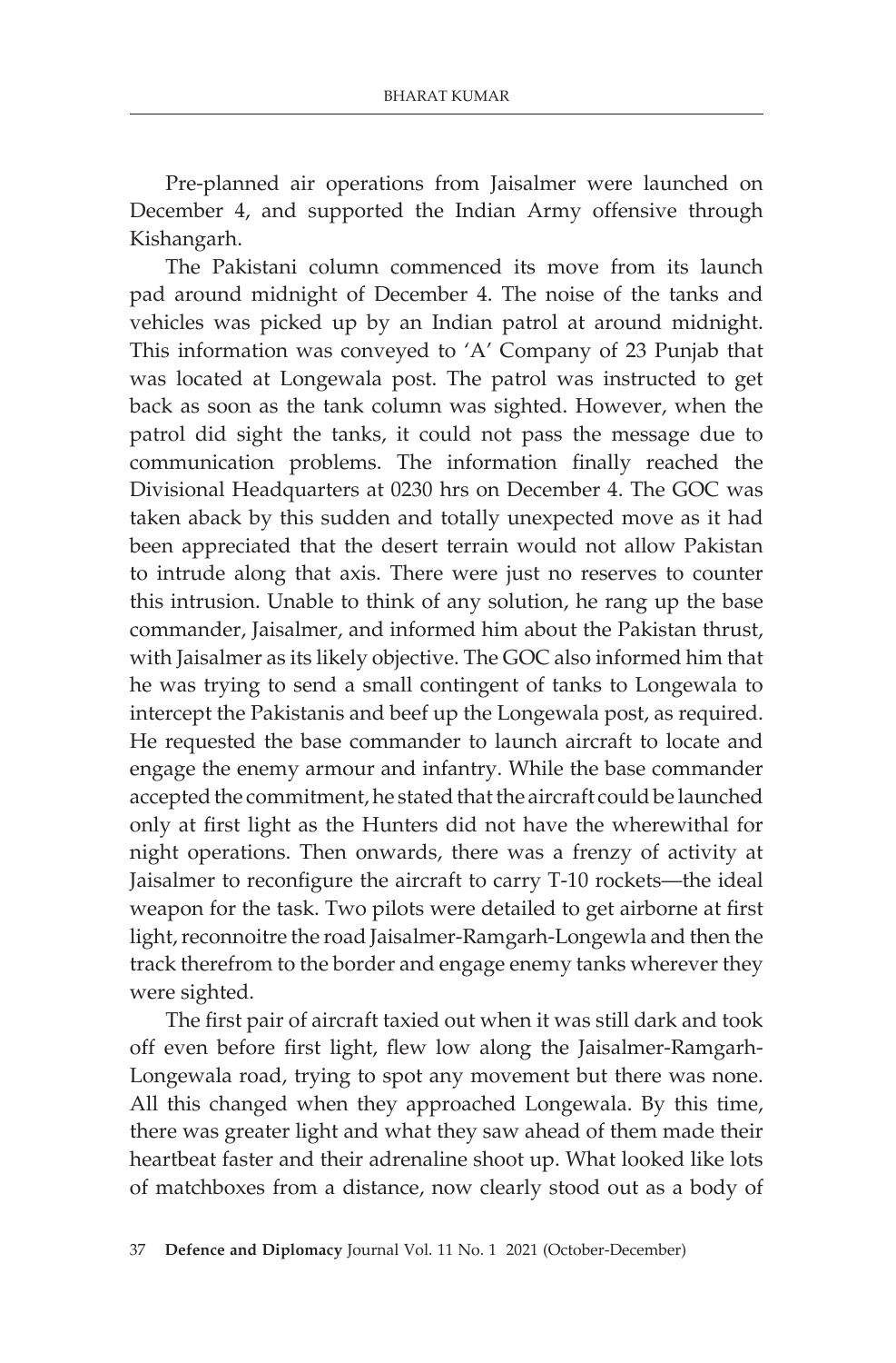Pre-planned air operations from Jaisalmer were launched on December 4, and supported the Indian Army offensive through Kishangarh.

The Pakistani column commenced its move from its launch pad around midnight of December 4. The noise of the tanks and vehicles was picked up by an Indian patrol at around midnight. This information was conveyed to 'A' Company of 23 Punjab that was located at Longewala post. The patrol was instructed to get back as soon as the tank column was sighted. However, when the patrol did sight the tanks, it could not pass the message due to communication problems. The information finally reached the Divisional Headquarters at 0230 hrs on December 4. The GOC was taken aback by this sudden and totally unexpected move as it had been appreciated that the desert terrain would not allow Pakistan to intrude along that axis. There were just no reserves to counter this intrusion. Unable to think of any solution, he rang up the base commander, Jaisalmer, and informed him about the Pakistan thrust, with Jaisalmer as its likely objective. The GOC also informed him that he was trying to send a small contingent of tanks to Longewala to intercept the Pakistanis and beef up the Longewala post, as required. He requested the base commander to launch aircraft to locate and engage the enemy armour and infantry. While the base commander accepted the commitment, he stated that the aircraft could be launched only at first light as the Hunters did not have the wherewithal for night operations. Then onwards, there was a frenzy of activity at Jaisalmer to reconfigure the aircraft to carry T-10 rockets—the ideal weapon for the task. Two pilots were detailed to get airborne at first light, reconnoitre the road Jaisalmer-Ramgarh-Longewla and then the track therefrom to the border and engage enemy tanks wherever they were sighted.

The first pair of aircraft taxied out when it was still dark and took off even before first light, flew low along the Jaisalmer-Ramgarh-Longewala road, trying to spot any movement but there was none. All this changed when they approached Longewala. By this time, there was greater light and what they saw ahead of them made their heartbeat faster and their adrenaline shoot up. What looked like lots of matchboxes from a distance, now clearly stood out as a body of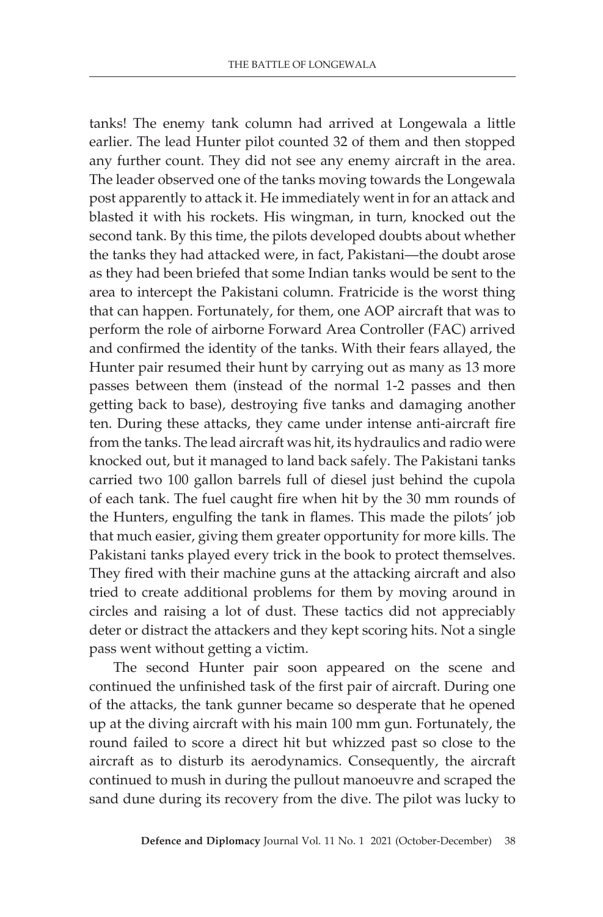tanks! The enemy tank column had arrived at Longewala a little earlier. The lead Hunter pilot counted 32 of them and then stopped any further count. They did not see any enemy aircraft in the area. The leader observed one of the tanks moving towards the Longewala post apparently to attack it. He immediately went in for an attack and blasted it with his rockets. His wingman, in turn, knocked out the second tank. By this time, the pilots developed doubts about whether the tanks they had attacked were, in fact, Pakistani—the doubt arose as they had been briefed that some Indian tanks would be sent to the area to intercept the Pakistani column. Fratricide is the worst thing that can happen. Fortunately, for them, one AOP aircraft that was to perform the role of airborne Forward Area Controller (FAC) arrived and confirmed the identity of the tanks. With their fears allayed, the Hunter pair resumed their hunt by carrying out as many as 13 more passes between them (instead of the normal 1-2 passes and then getting back to base), destroying five tanks and damaging another ten. During these attacks, they came under intense anti-aircraft fire from the tanks. The lead aircraft was hit, its hydraulics and radio were knocked out, but it managed to land back safely. The Pakistani tanks carried two 100 gallon barrels full of diesel just behind the cupola of each tank. The fuel caught fire when hit by the 30 mm rounds of the Hunters, engulfing the tank in flames. This made the pilots' job that much easier, giving them greater opportunity for more kills. The Pakistani tanks played every trick in the book to protect themselves. They fired with their machine guns at the attacking aircraft and also tried to create additional problems for them by moving around in circles and raising a lot of dust. These tactics did not appreciably deter or distract the attackers and they kept scoring hits. Not a single pass went without getting a victim.

The second Hunter pair soon appeared on the scene and continued the unfinished task of the first pair of aircraft. During one of the attacks, the tank gunner became so desperate that he opened up at the diving aircraft with his main 100 mm gun. Fortunately, the round failed to score a direct hit but whizzed past so close to the aircraft as to disturb its aerodynamics. Consequently, the aircraft continued to mush in during the pullout manoeuvre and scraped the sand dune during its recovery from the dive. The pilot was lucky to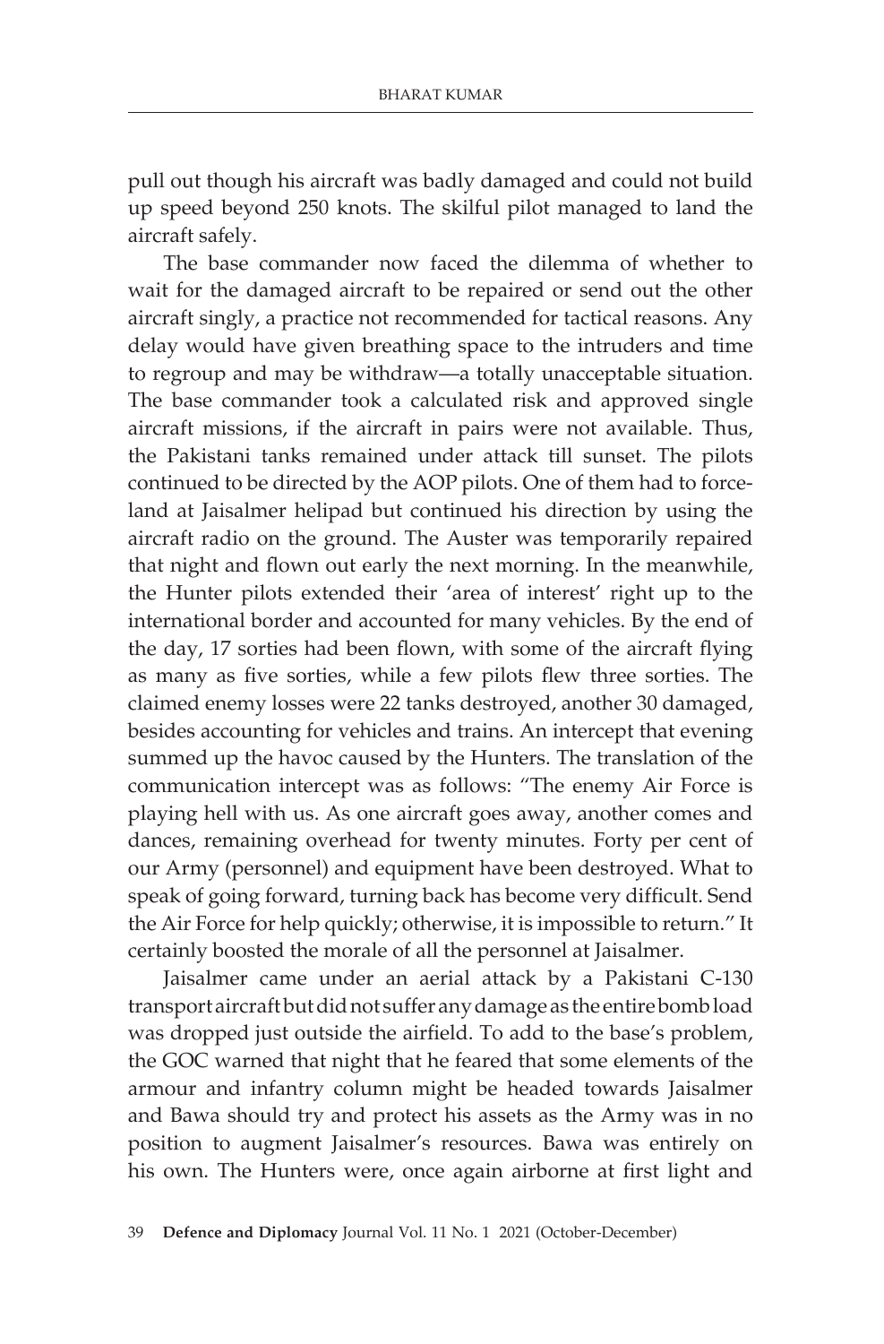pull out though his aircraft was badly damaged and could not build up speed beyond 250 knots. The skilful pilot managed to land the aircraft safely.

The base commander now faced the dilemma of whether to wait for the damaged aircraft to be repaired or send out the other aircraft singly, a practice not recommended for tactical reasons. Any delay would have given breathing space to the intruders and time to regroup and may be withdraw—a totally unacceptable situation. The base commander took a calculated risk and approved single aircraft missions, if the aircraft in pairs were not available. Thus, the Pakistani tanks remained under attack till sunset. The pilots continued to be directed by the AOP pilots. One of them had to force-land at Jaisalmer helipad but continued his direction by using the aircraft radio on the ground. The Auster was temporarily repaired that night and flown out early the next morning. In the meanwhile, the Hunter pilots extended their 'area of interest' right up to the international border and accounted for many vehicles. By the end of the day, 17 sorties had been flown, with some of the aircraft flying as many as five sorties, while a few pilots flew three sorties. The claimed enemy losses were 22 tanks destroyed, another 30 damaged, besides accounting for vehicles and trains. An intercept that evening summed up the havoc caused by the Hunters. The translation of the communication intercept was as follows: "The enemy Air Force is playing hell with us. As one aircraft goes away, another comes and dances, remaining overhead for twenty minutes. Forty per cent of our Army (personnel) and equipment have been destroyed. What to speak of going forward, turning back has become very difficult. Send the Air Force for help quickly; otherwise, it is impossible to return." It certainly boosted the morale of all the personnel at Jaisalmer.

Jaisalmer came under an aerial attack by a Pakistani C-130 transport aircraft but did not suffer any damage as the entire bomb load was dropped just outside the airfield. To add to the base's problem, the GOC warned that night that he feared that some elements of the armour and infantry column might be headed towards Jaisalmer and Bawa should try and protect his assets as the Army was in no position to augment Jaisalmer's resources. Bawa was entirely on his own. The Hunters were, once again airborne at first light and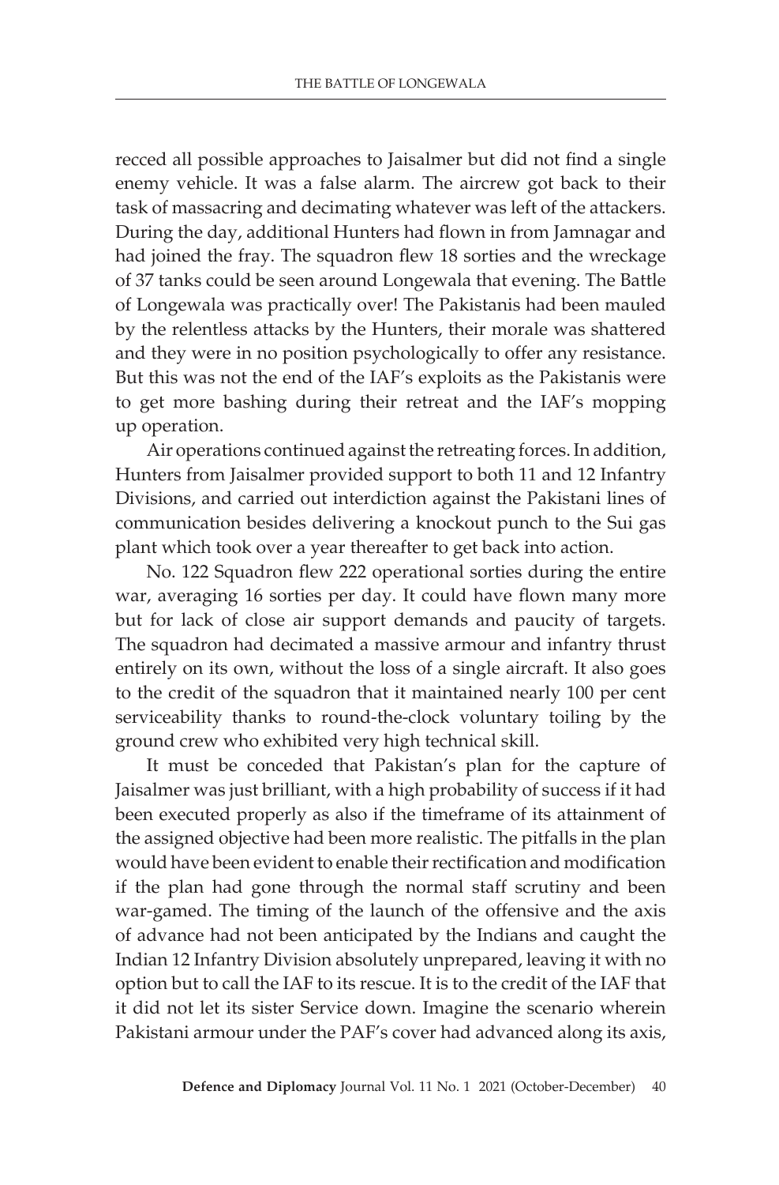recced all possible approaches to Jaisalmer but did not find a single enemy vehicle. It was a false alarm. The aircrew got back to their task of massacring and decimating whatever was left of the attackers. During the day, additional Hunters had flown in from Jamnagar and had joined the fray. The squadron flew 18 sorties and the wreckage of 37 tanks could be seen around Longewala that evening. The Battle of Longewala was practically over! The Pakistanis had been mauled by the relentless attacks by the Hunters, their morale was shattered and they were in no position psychologically to offer any resistance. But this was not the end of the IAF's exploits as the Pakistanis were to get more bashing during their retreat and the IAF's mopping up operation.

Air operations continued against the retreating forces. In addition, Hunters from Jaisalmer provided support to both 11 and 12 Infantry Divisions, and carried out interdiction against the Pakistani lines of communication besides delivering a knockout punch to the Sui gas plant which took over a year thereafter to get back into action.

No. 122 Squadron flew 222 operational sorties during the entire war, averaging 16 sorties per day. It could have flown many more but for lack of close air support demands and paucity of targets. The squadron had decimated a massive armour and infantry thrust entirely on its own, without the loss of a single aircraft. It also goes to the credit of the squadron that it maintained nearly 100 per cent serviceability thanks to round-the-clock voluntary toiling by the ground crew who exhibited very high technical skill.

It must be conceded that Pakistan's plan for the capture of Jaisalmer was just brilliant, with a high probability of success if it had been executed properly as also if the timeframe of its attainment of the assigned objective had been more realistic. The pitfalls in the plan would have been evident to enable their rectification and modification if the plan had gone through the normal staff scrutiny and been war-gamed. The timing of the launch of the offensive and the axis of advance had not been anticipated by the Indians and caught the Indian 12 Infantry Division absolutely unprepared, leaving it with no option but to call the IAF to its rescue. It is to the credit of the IAF that it did not let its sister Service down. Imagine the scenario wherein Pakistani armour under the PAF's cover had advanced along its axis,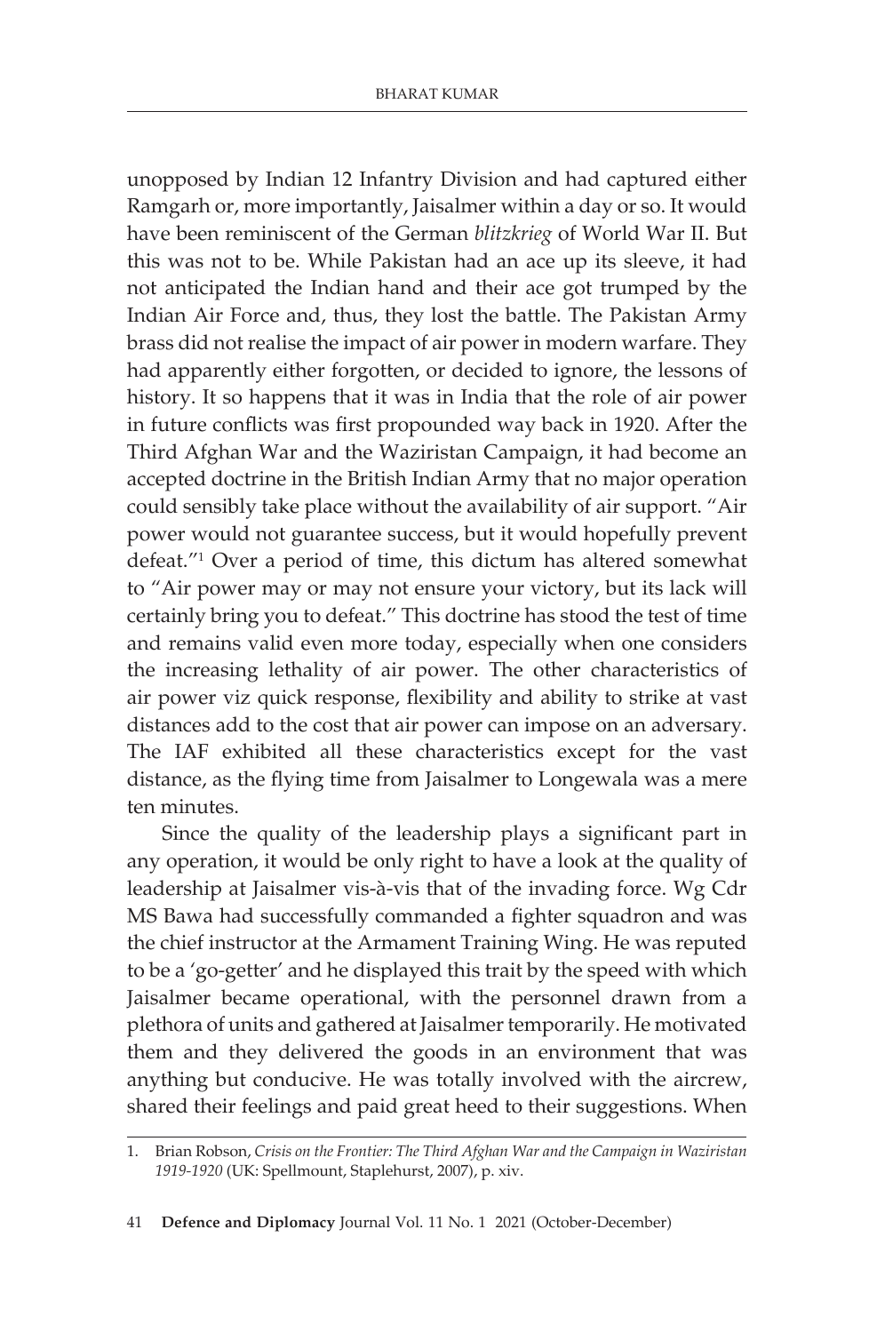unopposed by Indian 12 Infantry Division and had captured either Ramgarh or, more importantly, Jaisalmer within a day or so. It would have been reminiscent of the German *blitzkrieg* of World War II. But this was not to be. While Pakistan had an ace up its sleeve, it had not anticipated the Indian hand and their ace got trumped by the Indian Air Force and, thus, they lost the battle. The Pakistan Army brass did not realise the impact of air power in modern warfare. They had apparently either forgotten, or decided to ignore, the lessons of history. It so happens that it was in India that the role of air power in future conflicts was first propounded way back in 1920. After the Third Afghan War and the Waziristan Campaign, it had become an accepted doctrine in the British Indian Army that no major operation could sensibly take place without the availability of air support. "Air power would not guarantee success, but it would hopefully prevent defeat."[1] Over a period of time, this dictum has altered somewhat to "Air power may or may not ensure your victory, but its lack will certainly bring you to defeat." This doctrine has stood the test of time and remains valid even more today, especially when one considers the increasing lethality of air power. The other characteristics of air power viz quick response, flexibility and ability to strike at vast distances add to the cost that air power can impose on an adversary. The IAF exhibited all these characteristics except for the vast distance, as the flying time from Jaisalmer to Longewala was a mere ten minutes.

Since the quality of the leadership plays a significant part in any operation, it would be only right to have a look at the quality of leadership at Jaisalmer vis-à-vis that of the invading force. Wg Cdr MS Bawa had successfully commanded a fighter squadron and was the chief instructor at the Armament Training Wing. He was reputed to be a 'go-getter' and he displayed this trait by the speed with which Jaisalmer became operational, with the personnel drawn from a plethora of units and gathered at Jaisalmer temporarily. He motivated them and they delivered the goods in an environment that was anything but conducive. He was totally involved with the aircrew, shared their feelings and paid great heed to their suggestions. When

1. Brian Robson, *Crisis on the Frontier: The Third Afghan War and the Campaign in Waziristan 1919-1920* (UK: Spellmount, Staplehurst, 2007), p. xiv.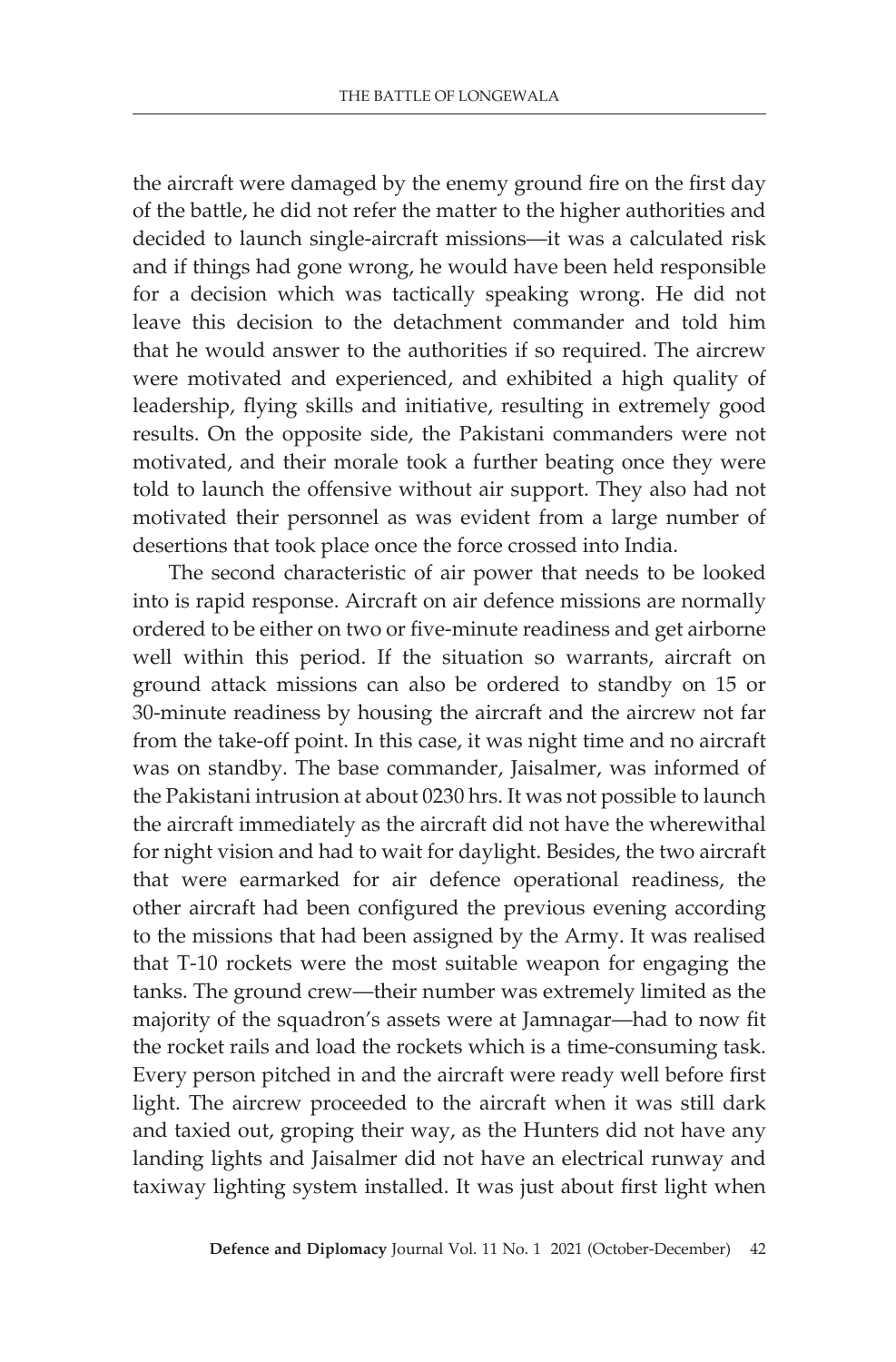the aircraft were damaged by the enemy ground fire on the first day of the battle, he did not refer the matter to the higher authorities and decided to launch single-aircraft missions—it was a calculated risk and if things had gone wrong, he would have been held responsible for a decision which was tactically speaking wrong. He did not leave this decision to the detachment commander and told him that he would answer to the authorities if so required. The aircrew were motivated and experienced, and exhibited a high quality of leadership, flying skills and initiative, resulting in extremely good results. On the opposite side, the Pakistani commanders were not motivated, and their morale took a further beating once they were told to launch the offensive without air support. They also had not motivated their personnel as was evident from a large number of desertions that took place once the force crossed into India.

The second characteristic of air power that needs to be looked into is rapid response. Aircraft on air defence missions are normally ordered to be either on two or five-minute readiness and get airborne well within this period. If the situation so warrants, aircraft on ground attack missions can also be ordered to standby on 15 or 30-minute readiness by housing the aircraft and the aircrew not far from the take-off point. In this case, it was night time and no aircraft was on standby. The base commander, Jaisalmer, was informed of the Pakistani intrusion at about 0230 hrs. It was not possible to launch the aircraft immediately as the aircraft did not have the wherewithal for night vision and had to wait for daylight. Besides, the two aircraft that were earmarked for air defence operational readiness, the other aircraft had been configured the previous evening according to the missions that had been assigned by the Army. It was realised that T-10 rockets were the most suitable weapon for engaging the tanks. The ground crew—their number was extremely limited as the majority of the squadron's assets were at Jamnagar—had to now fit the rocket rails and load the rockets which is a time-consuming task. Every person pitched in and the aircraft were ready well before first light. The aircrew proceeded to the aircraft when it was still dark and taxied out, groping their way, as the Hunters did not have any landing lights and Jaisalmer did not have an electrical runway and taxiway lighting system installed. It was just about first light when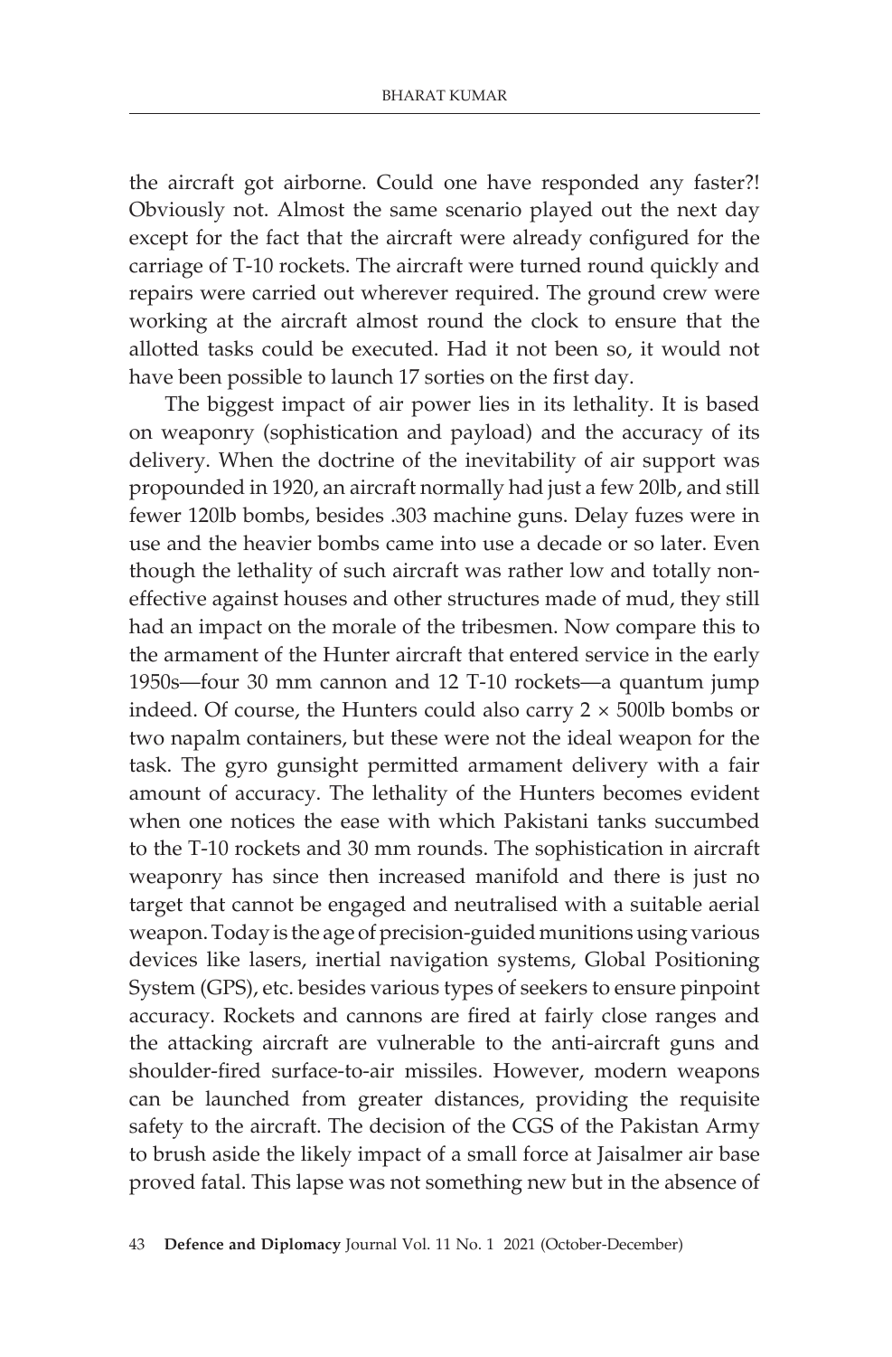the aircraft got airborne. Could one have responded any faster?! Obviously not. Almost the same scenario played out the next day except for the fact that the aircraft were already configured for the carriage of T-10 rockets. The aircraft were turned round quickly and repairs were carried out wherever required. The ground crew were working at the aircraft almost round the clock to ensure that the allotted tasks could be executed. Had it not been so, it would not have been possible to launch 17 sorties on the first day.

The biggest impact of air power lies in its lethality. It is based on weaponry (sophistication and payload) and the accuracy of its delivery. When the doctrine of the inevitability of air support was propounded in 1920, an aircraft normally had just a few 20lb, and still fewer 120lb bombs, besides .303 machine guns. Delay fuzes were in use and the heavier bombs came into use a decade or so later. Even though the lethality of such aircraft was rather low and totally non-effective against houses and other structures made of mud, they still had an impact on the morale of the tribesmen. Now compare this to the armament of the Hunter aircraft that entered service in the early 1950s—four 30 mm cannon and 12 T-10 rockets—a quantum jump indeed. Of course, the Hunters could also carry 2 × 500lb bombs or two napalm containers, but these were not the ideal weapon for the task. The gyro gunsight permitted armament delivery with a fair amount of accuracy. The lethality of the Hunters becomes evident when one notices the ease with which Pakistani tanks succumbed to the T-10 rockets and 30 mm rounds. The sophistication in aircraft weaponry has since then increased manifold and there is just no target that cannot be engaged and neutralised with a suitable aerial weapon. Today is the age of precision-guided munitions using various devices like lasers, inertial navigation systems, Global Positioning System (GPS), etc. besides various types of seekers to ensure pinpoint accuracy. Rockets and cannons are fired at fairly close ranges and the attacking aircraft are vulnerable to the anti-aircraft guns and shoulder-fired surface-to-air missiles. However, modern weapons can be launched from greater distances, providing the requisite safety to the aircraft. The decision of the CGS of the Pakistan Army to brush aside the likely impact of a small force at Jaisalmer air base proved fatal. This lapse was not something new but in the absence of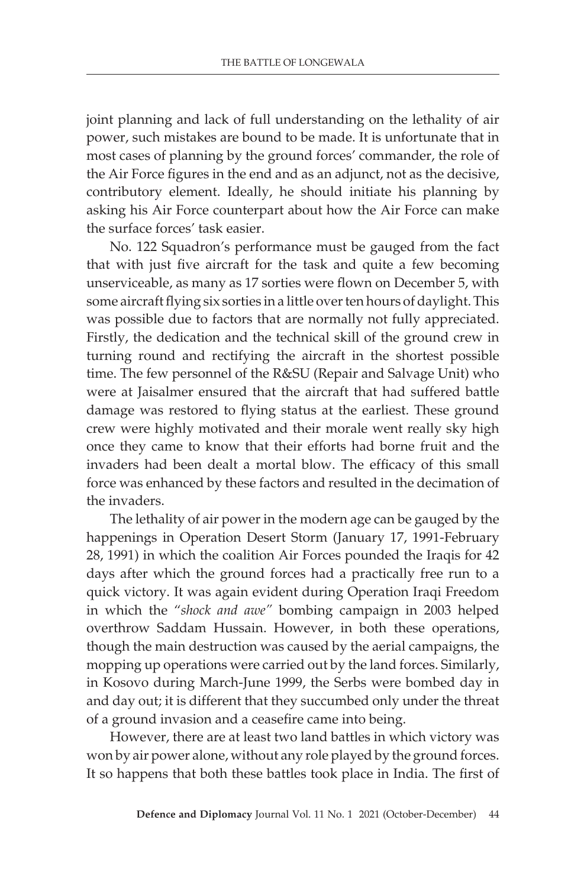joint planning and lack of full understanding on the lethality of air power, such mistakes are bound to be made. It is unfortunate that in most cases of planning by the ground forces' commander, the role of the Air Force figures in the end and as an adjunct, not as the decisive, contributory element. Ideally, he should initiate his planning by asking his Air Force counterpart about how the Air Force can make the surface forces' task easier.

No. 122 Squadron's performance must be gauged from the fact that with just five aircraft for the task and quite a few becoming unserviceable, as many as 17 sorties were flown on December 5, with some aircraft flying six sorties in a little over ten hours of daylight. This was possible due to factors that are normally not fully appreciated. Firstly, the dedication and the technical skill of the ground crew in turning round and rectifying the aircraft in the shortest possible time. The few personnel of the R&SU (Repair and Salvage Unit) who were at Jaisalmer ensured that the aircraft that had suffered battle damage was restored to flying status at the earliest. These ground crew were highly motivated and their morale went really sky high once they came to know that their efforts had borne fruit and the invaders had been dealt a mortal blow. The efficacy of this small force was enhanced by these factors and resulted in the decimation of the invaders.

The lethality of air power in the modern age can be gauged by the happenings in Operation Desert Storm (January 17, 1991-February 28, 1991) in which the coalition Air Forces pounded the Iraqis for 42 days after which the ground forces had a practically free run to a quick victory. It was again evident during Operation Iraqi Freedom in which the "*shock and awe*" bombing campaign in 2003 helped overthrow Saddam Hussain. However, in both these operations, though the main destruction was caused by the aerial campaigns, the mopping up operations were carried out by the land forces. Similarly, in Kosovo during March-June 1999, the Serbs were bombed day in and day out; it is different that they succumbed only under the threat of a ground invasion and a ceasefire came into being.

However, there are at least two land battles in which victory was won by air power alone, without any role played by the ground forces. It so happens that both these battles took place in India. The first of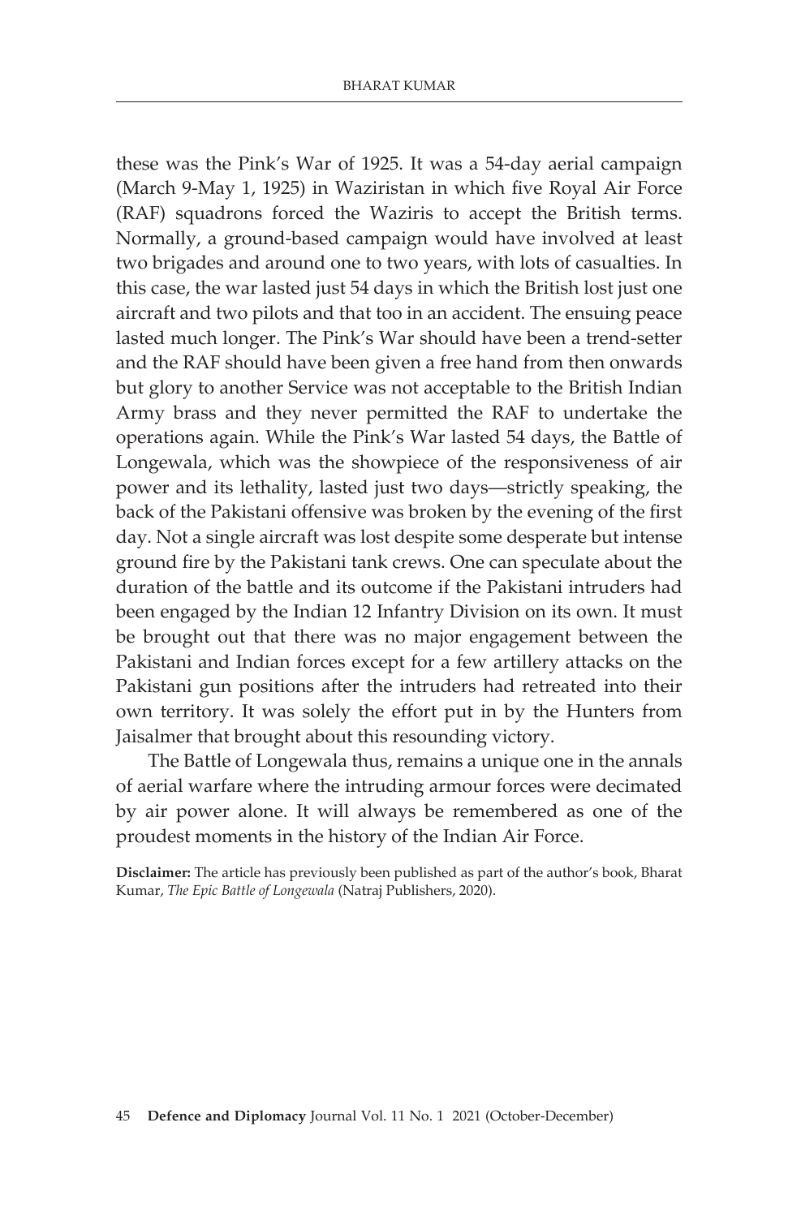these was the Pink's War of 1925. It was a 54-day aerial campaign (March 9-May 1, 1925) in Waziristan in which five Royal Air Force (RAF) squadrons forced the Waziris to accept the British terms. Normally, a ground-based campaign would have involved at least two brigades and around one to two years, with lots of casualties. In this case, the war lasted just 54 days in which the British lost just one aircraft and two pilots and that too in an accident. The ensuing peace lasted much longer. The Pink's War should have been a trend-setter and the RAF should have been given a free hand from then onwards but glory to another Service was not acceptable to the British Indian Army brass and they never permitted the RAF to undertake the operations again. While the Pink's War lasted 54 days, the Battle of Longewala, which was the showpiece of the responsiveness of air power and its lethality, lasted just two days—strictly speaking, the back of the Pakistani offensive was broken by the evening of the first day. Not a single aircraft was lost despite some desperate but intense ground fire by the Pakistani tank crews. One can speculate about the duration of the battle and its outcome if the Pakistani intruders had been engaged by the Indian 12 Infantry Division on its own. It must be brought out that there was no major engagement between the Pakistani and Indian forces except for a few artillery attacks on the Pakistani gun positions after the intruders had retreated into their own territory. It was solely the effort put in by the Hunters from Jaisalmer that brought about this resounding victory.

The Battle of Longewala thus, remains a unique one in the annals of aerial warfare where the intruding armour forces were decimated by air power alone. It will always be remembered as one of the proudest moments in the history of the Indian Air Force.

**Disclaimer:** The article has previously been published as part of the author's book, Bharat Kumar, *The Epic Battle of Longewala* (Natraj Publishers, 2020).